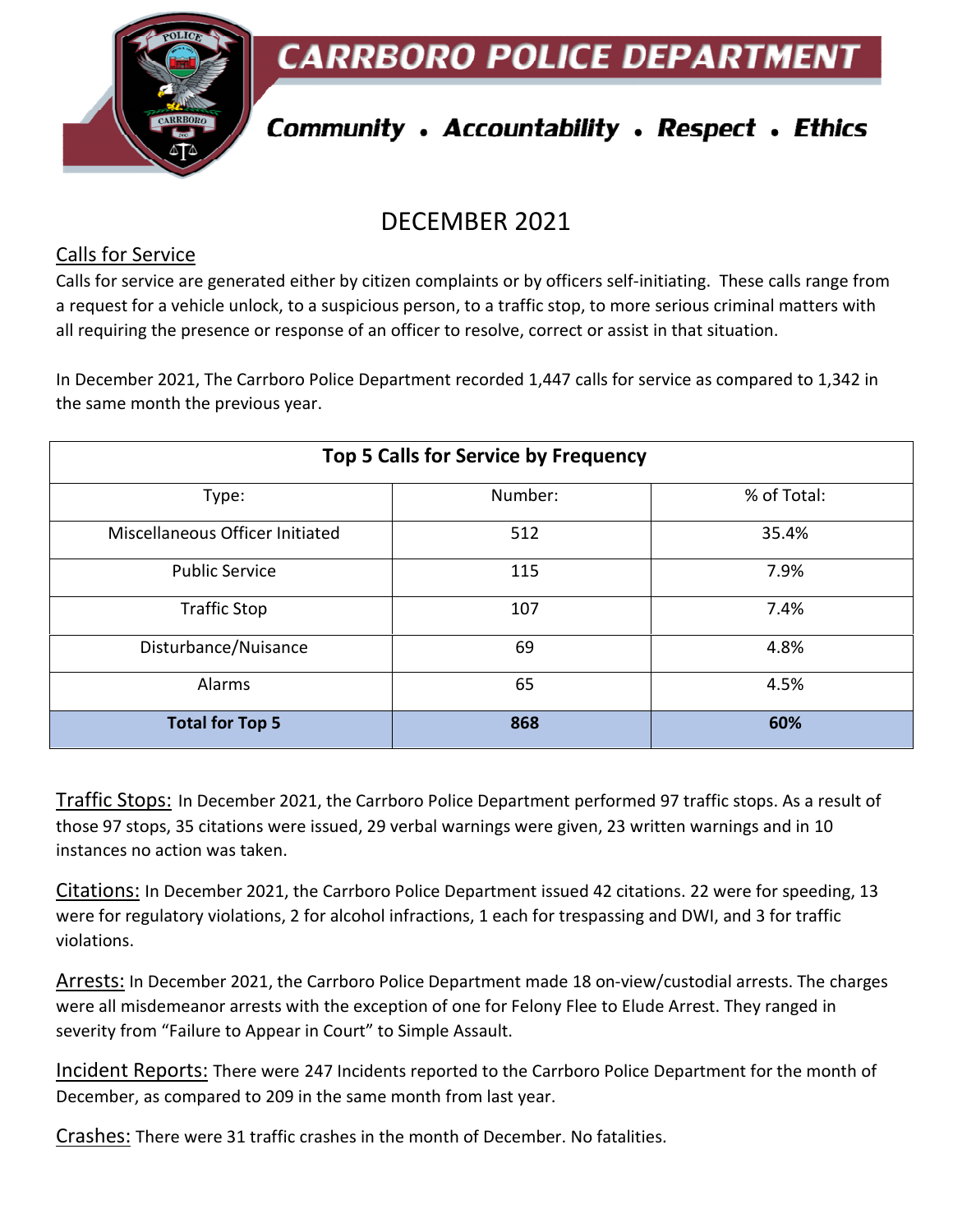# CARRBORO POLICE DEPARTMENT

**Community • Accountability • Respect • Ethics**

## DECEMBER 2021

### Calls for Service

Calls for service are generated either by citizen complaints or by officers self-initiating. These calls range from a request for a vehicle unlock, to a suspicious person, to a traffic stop, to more serious criminal matters with all requiring the presence or response of an officer to resolve, correct or assist in that situation.

In December 2021, The Carrboro Police Department recorded 1,447 calls for service as compared to 1,342 in the same month the previous year.

| Top 5 Calls for Service by Frequency | | |
|---|---|---|
| Type: | Number: | % of Total: |
| Miscellaneous Officer Initiated | 512 | 35.4% |
| Public Service | 115 | 7.9% |
| Traffic Stop | 107 | 7.4% |
| Disturbance/Nuisance | 69 | 4.8% |
| Alarms | 65 | 4.5% |
| **Total for Top 5** | **868** | **60%** |

Traffic Stops: In December 2021, the Carrboro Police Department performed 97 traffic stops. As a result of those 97 stops, 35 citations were issued, 29 verbal warnings were given, 23 written warnings and in 10 instances no action was taken.

Citations: In December 2021, the Carrboro Police Department issued 42 citations. 22 were for speeding, 13 were for regulatory violations, 2 for alcohol infractions, 1 each for trespassing and DWI, and 3 for traffic violations.

Arrests: In December 2021, the Carrboro Police Department made 18 on-view/custodial arrests. The charges were all misdemeanor arrests with the exception of one for Felony Flee to Elude Arrest. They ranged in severity from "Failure to Appear in Court" to Simple Assault.

Incident Reports: There were 247 Incidents reported to the Carrboro Police Department for the month of December, as compared to 209 in the same month from last year.

Crashes: There were 31 traffic crashes in the month of December. No fatalities.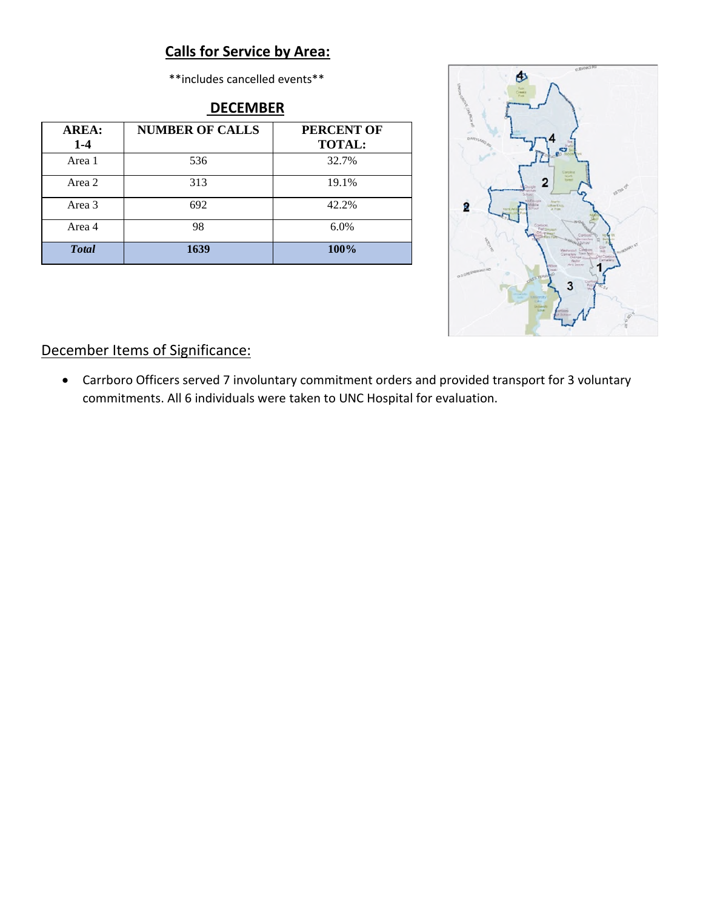## Calls for Service by Area:

**includes cancelled events**

### DECEMBER

| AREA: 1-4 | NUMBER OF CALLS | PERCENT OF TOTAL: |
|---|---|---|
| Area 1 | 536 | 32.7% |
| Area 2 | 313 | 19.1% |
| Area 3 | 692 | 42.2% |
| Area 4 | 98 | 6.0% |
| ***Total*** | **1639** | **100%** |

## December Items of Significance:

- Carrboro Officers served 7 involuntary commitment orders and provided transport for 3 voluntary commitments. All 6 individuals were taken to UNC Hospital for evaluation.